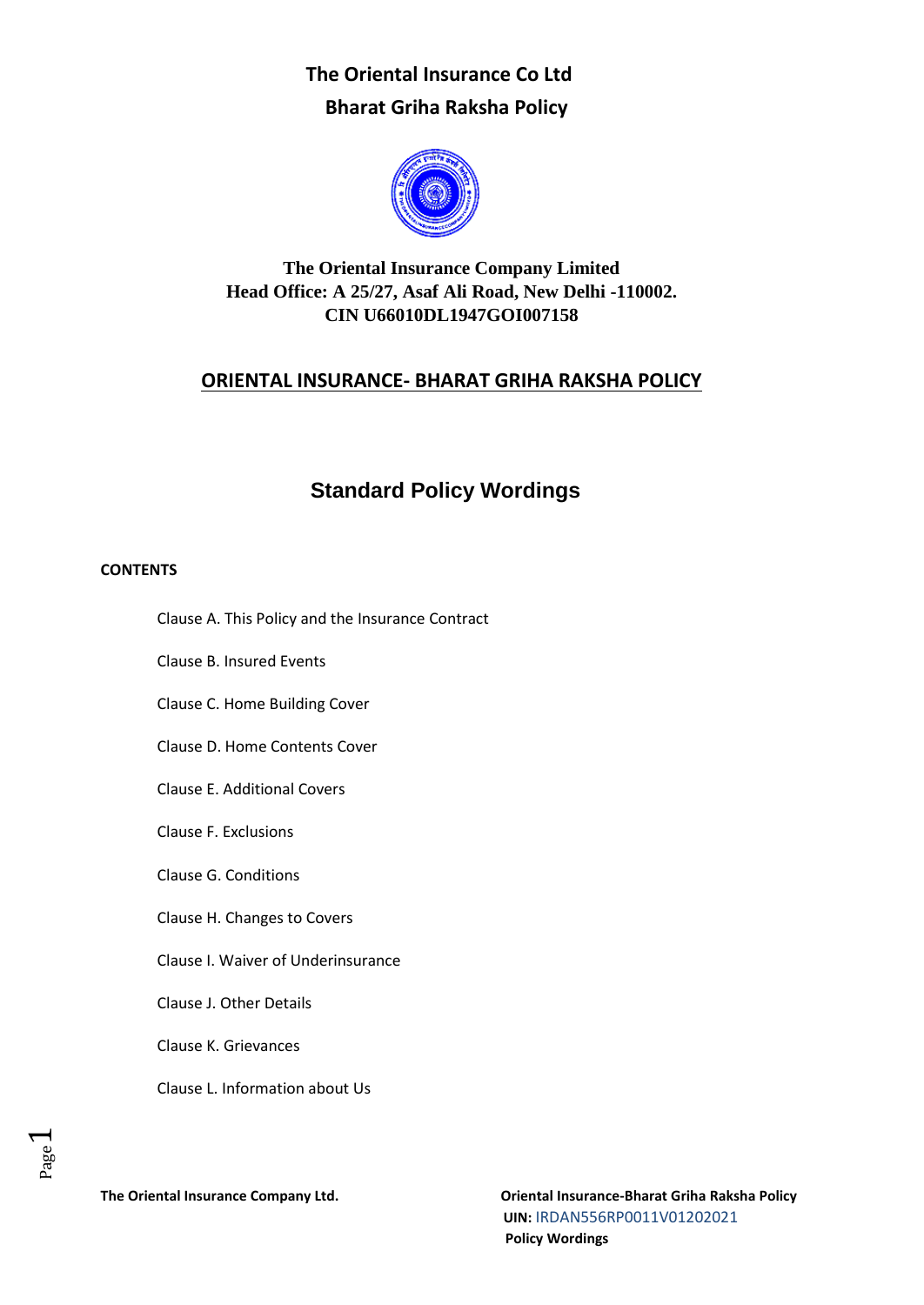# The Oriental Insurance Co Ltd

## Bharat Griha Raksha Policy

**The Oriental Insurance Company Limited**
**Head Office: A 25/27, Asaf Ali Road, New Delhi -110002.**
**CIN U66010DL1947GOI007158**

## ORIENTAL INSURANCE- BHARAT GRIHA RAKSHA POLICY

## Standard Policy Wordings

**CONTENTS**

- Clause A. This Policy and the Insurance Contract
- Clause B. Insured Events
- Clause C. Home Building Cover
- Clause D. Home Contents Cover
- Clause E. Additional Covers
- Clause F. Exclusions
- Clause G. Conditions
- Clause H. Changes to Covers
- Clause I. Waiver of Underinsurance
- Clause J. Other Details
- Clause K. Grievances
- Clause L. Information about Us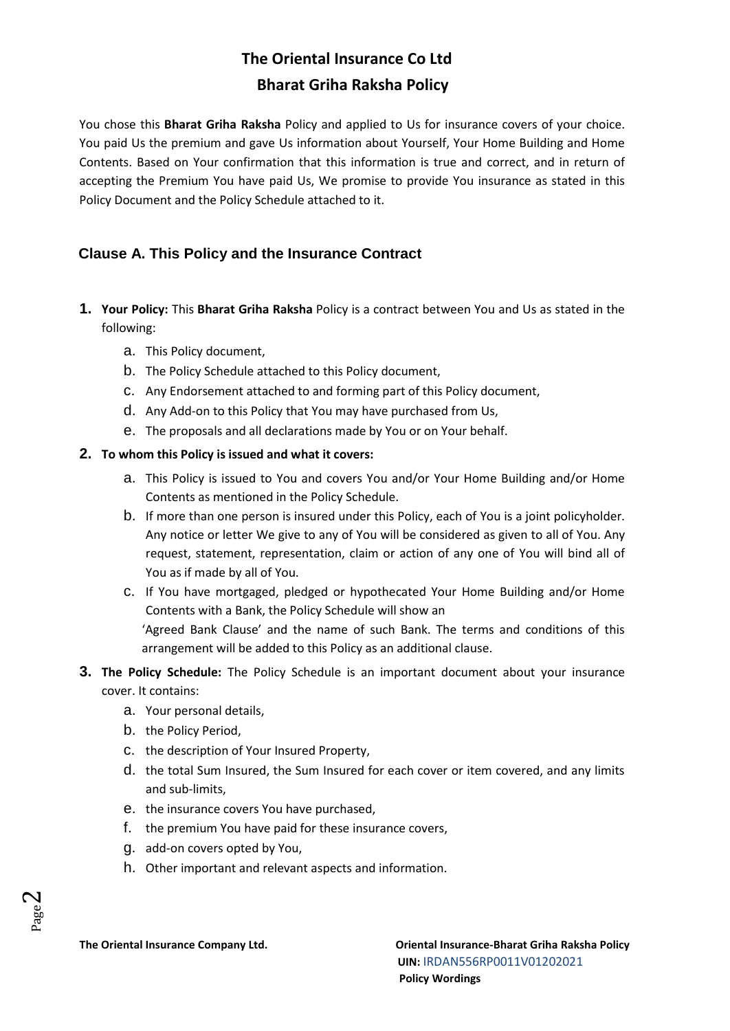# The Oriental Insurance Co Ltd

# Bharat Griha Raksha Policy

You chose this **Bharat Griha Raksha** Policy and applied to Us for insurance covers of your choice. You paid Us the premium and gave Us information about Yourself, Your Home Building and Home Contents. Based on Your confirmation that this information is true and correct, and in return of accepting the Premium You have paid Us, We promise to provide You insurance as stated in this Policy Document and the Policy Schedule attached to it.

## Clause A. This Policy and the Insurance Contract

1. **Your Policy:** This **Bharat Griha Raksha** Policy is a contract between You and Us as stated in the following:
   a. This Policy document,
   b. The Policy Schedule attached to this Policy document,
   c. Any Endorsement attached to and forming part of this Policy document,
   d. Any Add-on to this Policy that You may have purchased from Us,
   e. The proposals and all declarations made by You or on Your behalf.
2. **To whom this Policy is issued and what it covers:**
   a. This Policy is issued to You and covers You and/or Your Home Building and/or Home Contents as mentioned in the Policy Schedule.
   b. If more than one person is insured under this Policy, each of You is a joint policyholder. Any notice or letter We give to any of You will be considered as given to all of You. Any request, statement, representation, claim or action of any one of You will bind all of You as if made by all of You.
   c. If You have mortgaged, pledged or hypothecated Your Home Building and/or Home Contents with a Bank, the Policy Schedule will show an 'Agreed Bank Clause' and the name of such Bank. The terms and conditions of this arrangement will be added to this Policy as an additional clause.
3. **The Policy Schedule:** The Policy Schedule is an important document about your insurance cover. It contains:
   a. Your personal details,
   b. the Policy Period,
   c. the description of Your Insured Property,
   d. the total Sum Insured, the Sum Insured for each cover or item covered, and any limits and sub-limits,
   e. the insurance covers You have purchased,
   f. the premium You have paid for these insurance covers,
   g. add-on covers opted by You,
   h. Other important and relevant aspects and information.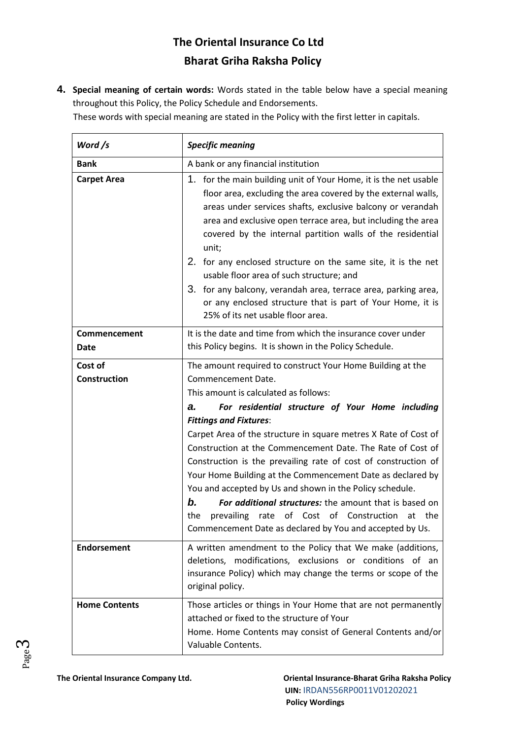# The Oriental Insurance Co Ltd

## Bharat Griha Raksha Policy

4. **Special meaning of certain words:** Words stated in the table below have a special meaning throughout this Policy, the Policy Schedule and Endorsements.
These words with special meaning are stated in the Policy with the first letter in capitals.

| ***Word /s*** | ***Specific meaning*** |
|---|---|
| **Bank** | A bank or any financial institution |
| **Carpet Area** | 1. for the main building unit of Your Home, it is the net usable floor area, excluding the area covered by the external walls, areas under services shafts, exclusive balcony or verandah area and exclusive open terrace area, but including the area covered by the internal partition walls of the residential unit;<br>2. for any enclosed structure on the same site, it is the net usable floor area of such structure; and<br>3. for any balcony, verandah area, terrace area, parking area, or any enclosed structure that is part of Your Home, it is 25% of its net usable floor area. |
| **Commencement Date** | It is the date and time from which the insurance cover under this Policy begins. It is shown in the Policy Schedule. |
| **Cost of Construction** | The amount required to construct Your Home Building at the Commencement Date.<br>This amount is calculated as follows:<br>***a. For residential structure of Your Home including Fittings and Fixtures***:<br>Carpet Area of the structure in square metres X Rate of Cost of Construction at the Commencement Date. The Rate of Cost of Construction is the prevailing rate of cost of construction of Your Home Building at the Commencement Date as declared by You and accepted by Us and shown in the Policy schedule.<br>***b. For additional structures:*** the amount that is based on the prevailing rate of Cost of Construction at the Commencement Date as declared by You and accepted by Us. |
| **Endorsement** | A written amendment to the Policy that We make (additions, deletions, modifications, exclusions or conditions of an insurance Policy) which may change the terms or scope of the original policy. |
| **Home Contents** | Those articles or things in Your Home that are not permanently attached or fixed to the structure of Your Home. Home Contents may consist of General Contents and/or Valuable Contents. |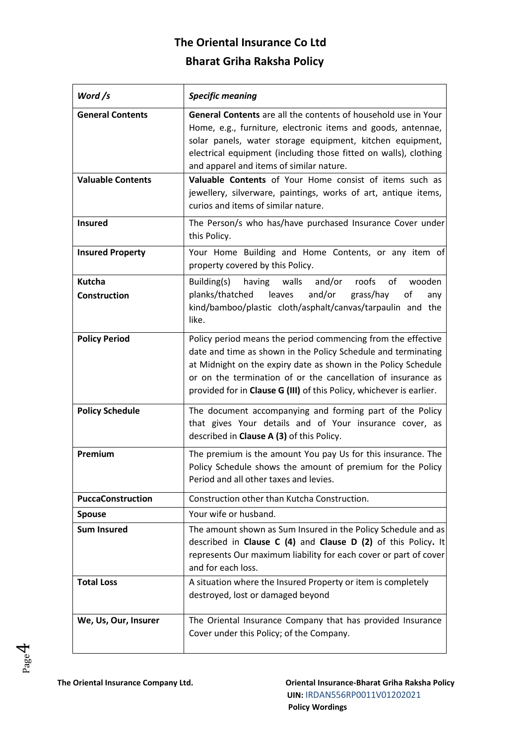# The Oriental Insurance Co Ltd

## Bharat Griha Raksha Policy

| *Word /s* | *Specific meaning* |
|---|---|
| **General Contents** | **General Contents** are all the contents of household use in Your Home, e.g., furniture, electronic items and goods, antennae, solar panels, water storage equipment, kitchen equipment, electrical equipment (including those fitted on walls), clothing and apparel and items of similar nature. |
| **Valuable Contents** | **Valuable Contents** of Your Home consist of items such as jewellery, silverware, paintings, works of art, antique items, curios and items of similar nature. |
| **Insured** | The Person/s who has/have purchased Insurance Cover under this Policy. |
| **Insured Property** | Your Home Building and Home Contents, or any item of property covered by this Policy. |
| **Kutcha Construction** | Building(s) having walls and/or roofs of wooden planks/thatched leaves and/or grass/hay of any kind/bamboo/plastic cloth/asphalt/canvas/tarpaulin and the like. |
| **Policy Period** | Policy period means the period commencing from the effective date and time as shown in the Policy Schedule and terminating at Midnight on the expiry date as shown in the Policy Schedule or on the termination of or the cancellation of insurance as provided for in **Clause G (III)** of this Policy, whichever is earlier. |
| **Policy Schedule** | The document accompanying and forming part of the Policy that gives Your details and of Your insurance cover, as described in **Clause A (3)** of this Policy. |
| **Premium** | The premium is the amount You pay Us for this insurance. The Policy Schedule shows the amount of premium for the Policy Period and all other taxes and levies. |
| **PuccaConstruction** | Construction other than Kutcha Construction. |
| **Spouse** | Your wife or husband. |
| **Sum Insured** | The amount shown as Sum Insured in the Policy Schedule and as described in **Clause C (4)** and **Clause D (2)** of this Policy**.** It represents Our maximum liability for each cover or part of cover and for each loss. |
| **Total Loss** | A situation where the Insured Property or item is completely destroyed, lost or damaged beyond |
| **We, Us, Our, Insurer** | The Oriental Insurance Company that has provided Insurance Cover under this Policy; of the Company. |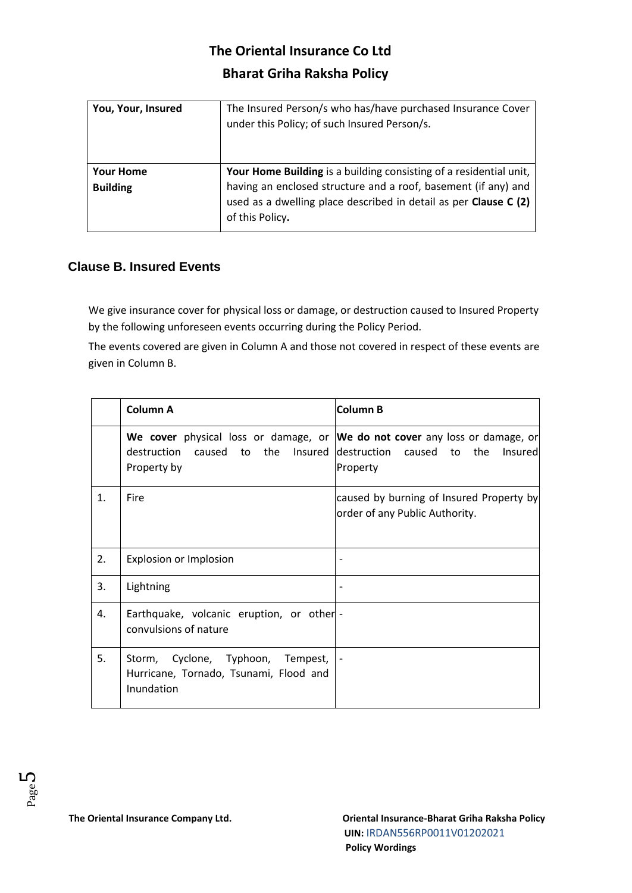# The Oriental Insurance Co Ltd

## Bharat Griha Raksha Policy

| | |
|---|---|
| **You, Your, Insured** | The Insured Person/s who has/have purchased Insurance Cover under this Policy; of such Insured Person/s. |
| **Your Home Building** | **Your Home Building** is a building consisting of a residential unit, having an enclosed structure and a roof, basement (if any) and used as a dwelling place described in detail as per **Clause C (2)** of this Policy**.** |

## Clause B. Insured Events

We give insurance cover for physical loss or damage, or destruction caused to Insured Property by the following unforeseen events occurring during the Policy Period.

The events covered are given in Column A and those not covered in respect of these events are given in Column B.

| | **Column A** | **Column B** |
|---|---|---|
| | **We cover** physical loss or damage, or destruction caused to the Insured Property by | **We do not cover** any loss or damage, or destruction caused to the Insured Property |
| 1. | Fire | caused by burning of Insured Property by order of any Public Authority. |
| 2. | Explosion or Implosion | - |
| 3. | Lightning | - |
| 4. | Earthquake, volcanic eruption, or other convulsions of nature | - |
| 5. | Storm, Cyclone, Typhoon, Tempest, Hurricane, Tornado, Tsunami, Flood and Inundation | - |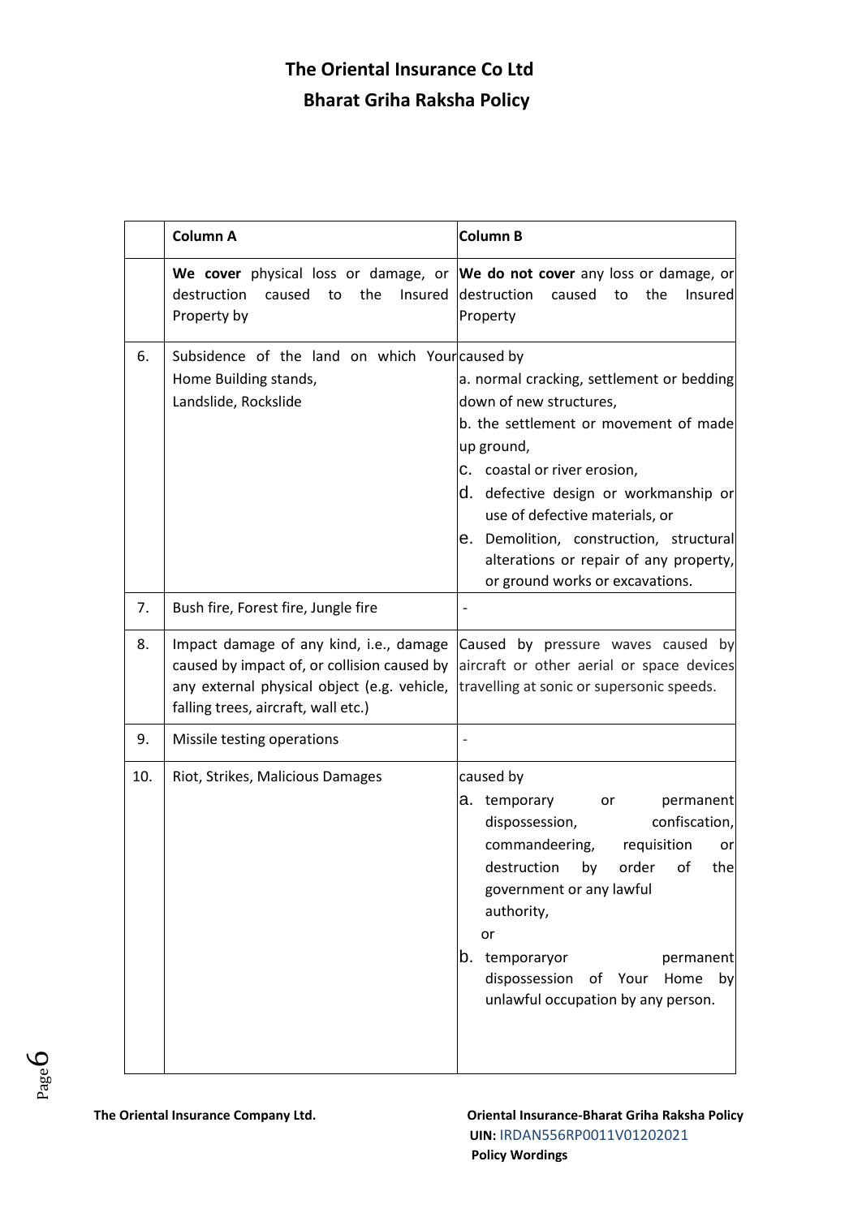| | Column A | Column B |
|---|---|---|
| | **We cover** physical loss or damage, or destruction caused to the Insured Property by | **We do not cover** any loss or damage, or destruction caused to the Insured Property |
| 6. | Subsidence of the land on which Your Home Building stands,<br>Landslide, Rockslide | caused by<br>a. normal cracking, settlement or bedding down of new structures,<br>b. the settlement or movement of made up ground,<br>c. coastal or river erosion,<br>d. defective design or workmanship or use of defective materials, or<br>e. Demolition, construction, structural alterations or repair of any property, or ground works or excavations. |
| 7. | Bush fire, Forest fire, Jungle fire | - |
| 8. | Impact damage of any kind, i.e., damage caused by impact of, or collision caused by any external physical object (e.g. vehicle, falling trees, aircraft, wall etc.) | Caused by pressure waves caused by aircraft or other aerial or space devices travelling at sonic or supersonic speeds. |
| 9. | Missile testing operations | - |
| 10. | Riot, Strikes, Malicious Damages | caused by<br>a. temporary or permanent dispossession, confiscation, commandeering, requisition or destruction by order of the government or any lawful authority,<br>or<br>b. temporaryor permanent dispossession of Your Home by unlawful occupation by any person. |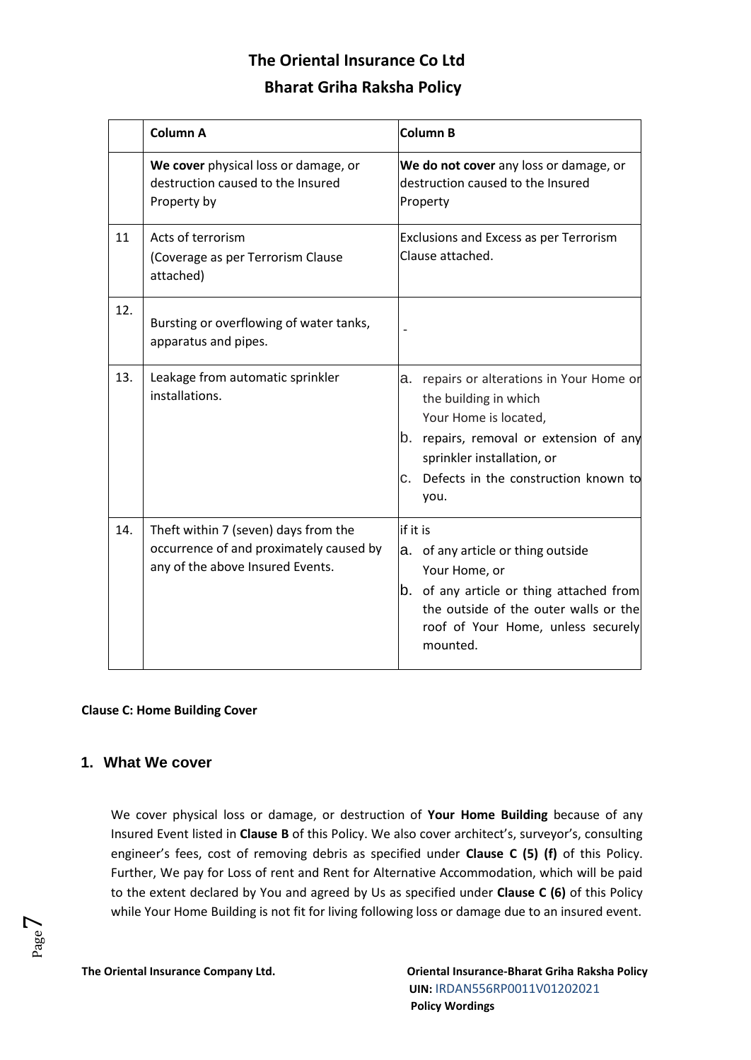|  | Column A | Column B |
|---|---|---|
|  | **We cover** physical loss or damage, or destruction caused to the Insured Property by | **We do not cover** any loss or damage, or destruction caused to the Insured Property |
| 11 | Acts of terrorism (Coverage as per Terrorism Clause attached) | Exclusions and Excess as per Terrorism Clause attached. |
| 12. | Bursting or overflowing of water tanks, apparatus and pipes. | - |
| 13. | Leakage from automatic sprinkler installations. | a. repairs or alterations in Your Home or the building in which Your Home is located,<br>b. repairs, removal or extension of any sprinkler installation, or<br>c. Defects in the construction known to you. |
| 14. | Theft within 7 (seven) days from the occurrence of and proximately caused by any of the above Insured Events. | if it is<br>a. of any article or thing outside Your Home, or<br>b. of any article or thing attached from the outside of the outer walls or the roof of Your Home, unless securely mounted. |

**Clause C: Home Building Cover**

## 1. What We cover

We cover physical loss or damage, or destruction of **Your Home Building** because of any Insured Event listed in **Clause B** of this Policy. We also cover architect's, surveyor's, consulting engineer's fees, cost of removing debris as specified under **Clause C (5) (f)** of this Policy. Further, We pay for Loss of rent and Rent for Alternative Accommodation, which will be paid to the extent declared by You and agreed by Us as specified under **Clause C (6)** of this Policy while Your Home Building is not fit for living following loss or damage due to an insured event.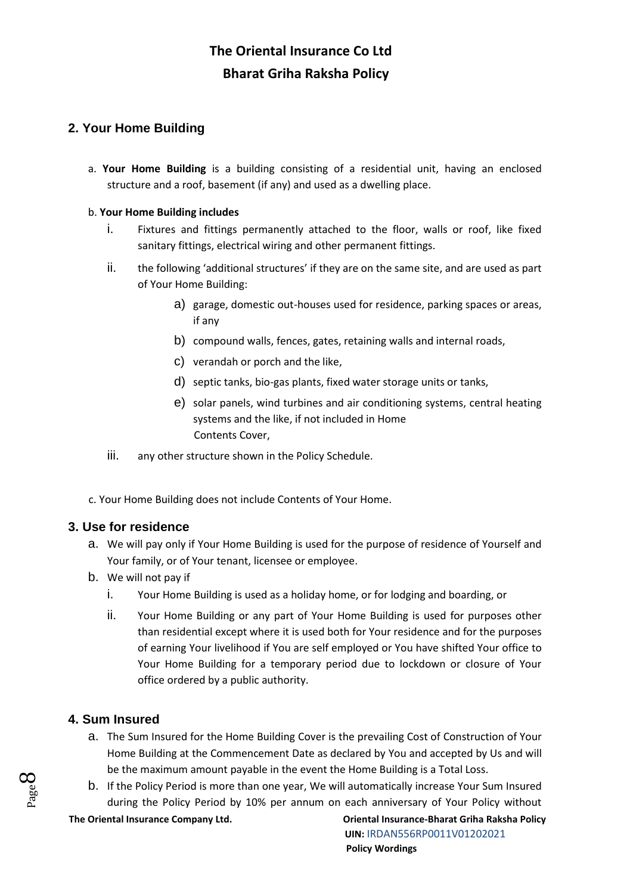## 2. Your Home Building

a. **Your Home Building** is a building consisting of a residential unit, having an enclosed structure and a roof, basement (if any) and used as a dwelling place.

b. **Your Home Building includes**

   i. Fixtures and fittings permanently attached to the floor, walls or roof, like fixed sanitary fittings, electrical wiring and other permanent fittings.

   ii. the following 'additional structures' if they are on the same site, and are used as part of Your Home Building:

      a) garage, domestic out-houses used for residence, parking spaces or areas, if any

      b) compound walls, fences, gates, retaining walls and internal roads,

      c) verandah or porch and the like,

      d) septic tanks, bio-gas plants, fixed water storage units or tanks,

      e) solar panels, wind turbines and air conditioning systems, central heating systems and the like, if not included in Home Contents Cover,

   iii. any other structure shown in the Policy Schedule.

c. Your Home Building does not include Contents of Your Home.

## 3. Use for residence

a. We will pay only if Your Home Building is used for the purpose of residence of Yourself and Your family, or of Your tenant, licensee or employee.

b. We will not pay if

   i. Your Home Building is used as a holiday home, or for lodging and boarding, or

   ii. Your Home Building or any part of Your Home Building is used for purposes other than residential except where it is used both for Your residence and for the purposes of earning Your livelihood if You are self employed or You have shifted Your office to Your Home Building for a temporary period due to lockdown or closure of Your office ordered by a public authority.

## 4. Sum Insured

a. The Sum Insured for the Home Building Cover is the prevailing Cost of Construction of Your Home Building at the Commencement Date as declared by You and accepted by Us and will be the maximum amount payable in the event the Home Building is a Total Loss.

b. If the Policy Period is more than one year, We will automatically increase Your Sum Insured during the Policy Period by 10% per annum on each anniversary of Your Policy without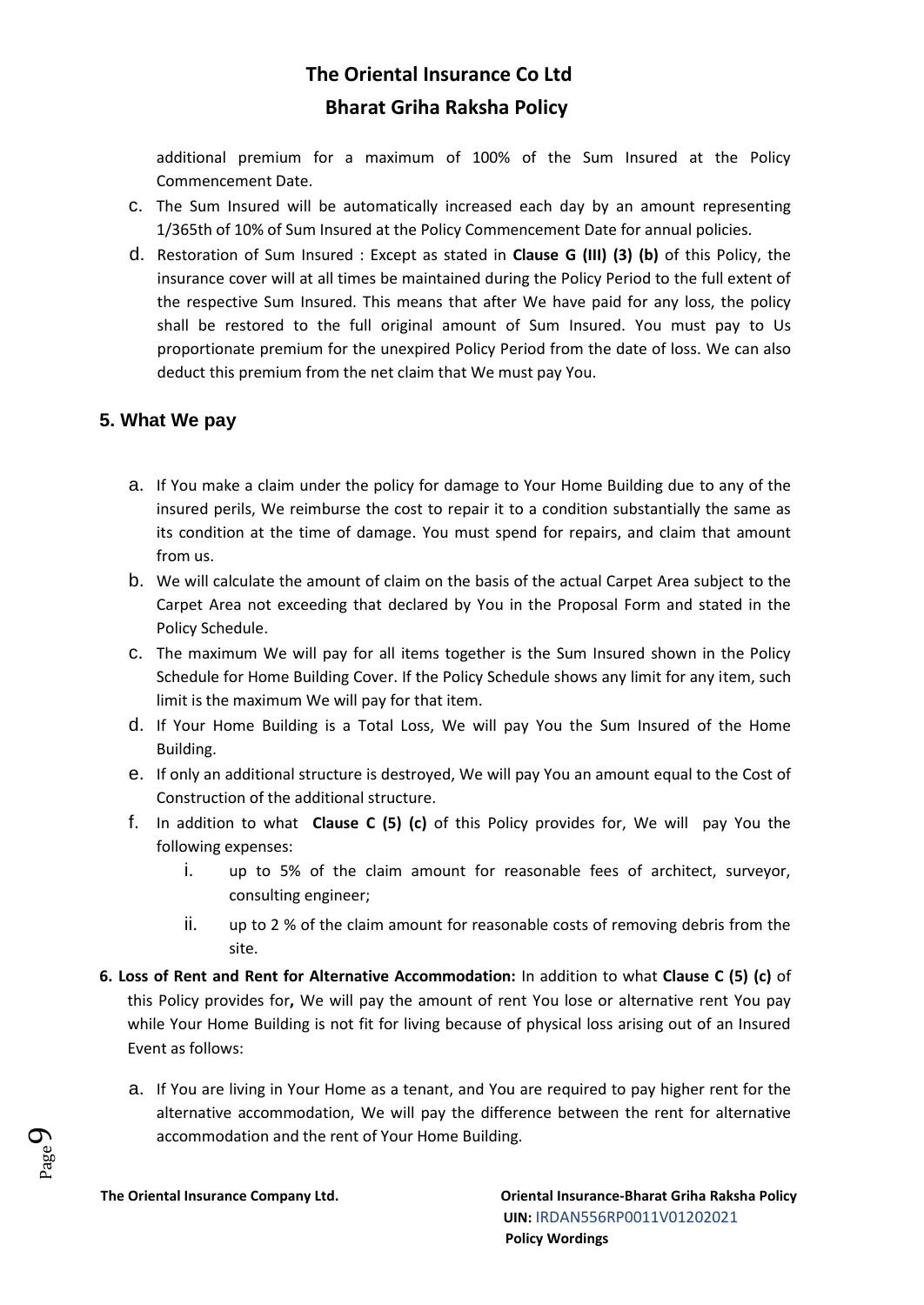additional premium for a maximum of 100% of the Sum Insured at the Policy Commencement Date.

c. The Sum Insured will be automatically increased each day by an amount representing 1/365th of 10% of Sum Insured at the Policy Commencement Date for annual policies.

d. Restoration of Sum Insured : Except as stated in **Clause G (III) (3) (b)** of this Policy, the insurance cover will at all times be maintained during the Policy Period to the full extent of the respective Sum Insured. This means that after We have paid for any loss, the policy shall be restored to the full original amount of Sum Insured. You must pay to Us proportionate premium for the unexpired Policy Period from the date of loss. We can also deduct this premium from the net claim that We must pay You.

## 5. What We pay

a. If You make a claim under the policy for damage to Your Home Building due to any of the insured perils, We reimburse the cost to repair it to a condition substantially the same as its condition at the time of damage. You must spend for repairs, and claim that amount from us.

b. We will calculate the amount of claim on the basis of the actual Carpet Area subject to the Carpet Area not exceeding that declared by You in the Proposal Form and stated in the Policy Schedule.

c. The maximum We will pay for all items together is the Sum Insured shown in the Policy Schedule for Home Building Cover. If the Policy Schedule shows any limit for any item, such limit is the maximum We will pay for that item.

d. If Your Home Building is a Total Loss, We will pay You the Sum Insured of the Home Building.

e. If only an additional structure is destroyed, We will pay You an amount equal to the Cost of Construction of the additional structure.

f. In addition to what **Clause C (5) (c)** of this Policy provides for, We will pay You the following expenses:

   i. up to 5% of the claim amount for reasonable fees of architect, surveyor, consulting engineer;

   ii. up to 2 % of the claim amount for reasonable costs of removing debris from the site.

**6. Loss of Rent and Rent for Alternative Accommodation:** In addition to what **Clause C (5) (c)** of this Policy provides for**,** We will pay the amount of rent You lose or alternative rent You pay while Your Home Building is not fit for living because of physical loss arising out of an Insured Event as follows:

a. If You are living in Your Home as a tenant, and You are required to pay higher rent for the alternative accommodation, We will pay the difference between the rent for alternative accommodation and the rent of Your Home Building.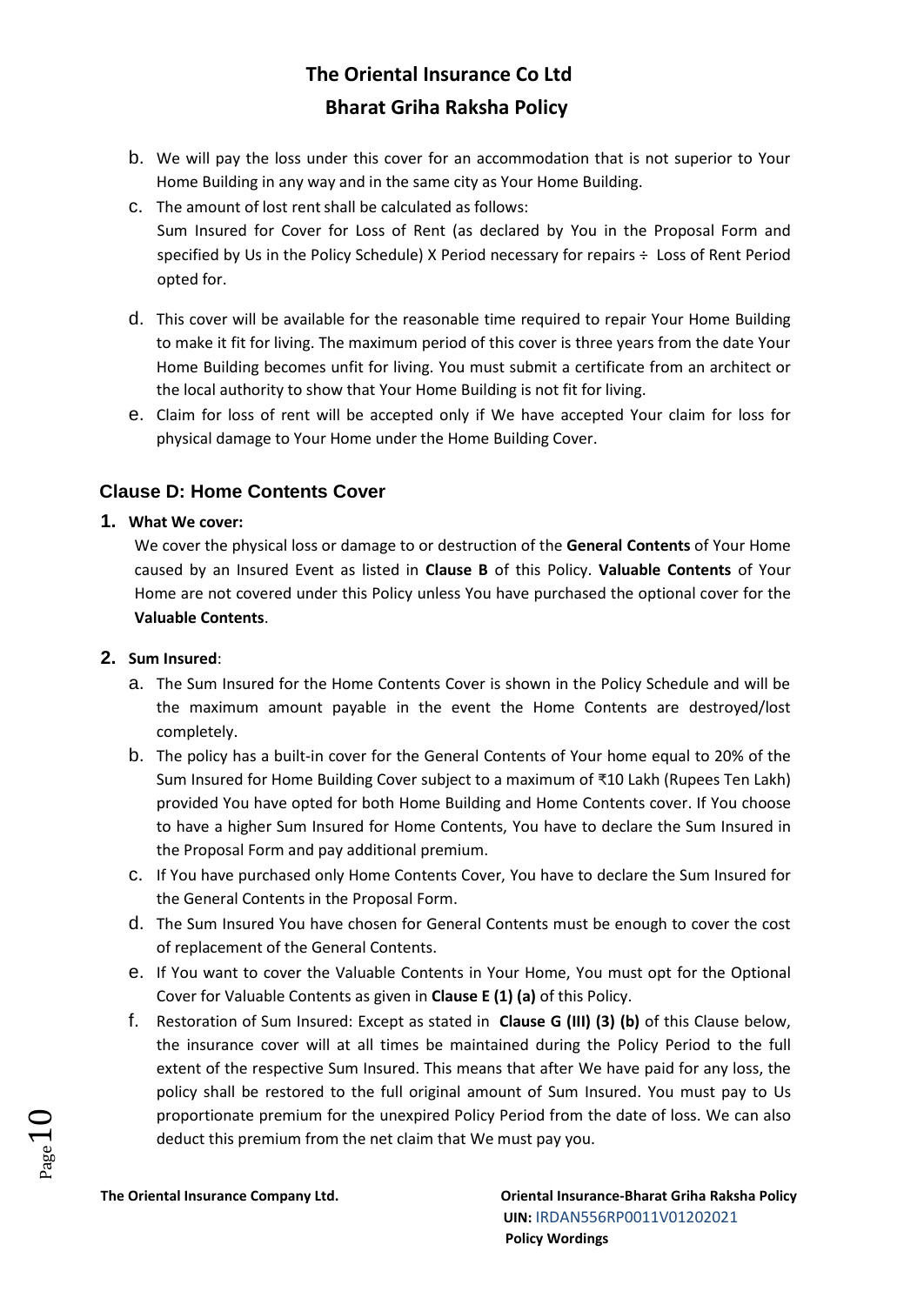b. We will pay the loss under this cover for an accommodation that is not superior to Your Home Building in any way and in the same city as Your Home Building.

c. The amount of lost rent shall be calculated as follows:
Sum Insured for Cover for Loss of Rent (as declared by You in the Proposal Form and specified by Us in the Policy Schedule) X Period necessary for repairs ÷ Loss of Rent Period opted for.

d. This cover will be available for the reasonable time required to repair Your Home Building to make it fit for living. The maximum period of this cover is three years from the date Your Home Building becomes unfit for living. You must submit a certificate from an architect or the local authority to show that Your Home Building is not fit for living.

e. Claim for loss of rent will be accepted only if We have accepted Your claim for loss for physical damage to Your Home under the Home Building Cover.

## Clause D: Home Contents Cover

**1. What We cover:**

We cover the physical loss or damage to or destruction of the **General Contents** of Your Home caused by an Insured Event as listed in **Clause B** of this Policy. **Valuable Contents** of Your Home are not covered under this Policy unless You have purchased the optional cover for the **Valuable Contents**.

**2. Sum Insured**:

a. The Sum Insured for the Home Contents Cover is shown in the Policy Schedule and will be the maximum amount payable in the event the Home Contents are destroyed/lost completely.

b. The policy has a built-in cover for the General Contents of Your home equal to 20% of the Sum Insured for Home Building Cover subject to a maximum of ₹10 Lakh (Rupees Ten Lakh) provided You have opted for both Home Building and Home Contents cover. If You choose to have a higher Sum Insured for Home Contents, You have to declare the Sum Insured in the Proposal Form and pay additional premium.

c. If You have purchased only Home Contents Cover, You have to declare the Sum Insured for the General Contents in the Proposal Form.

d. The Sum Insured You have chosen for General Contents must be enough to cover the cost of replacement of the General Contents.

e. If You want to cover the Valuable Contents in Your Home, You must opt for the Optional Cover for Valuable Contents as given in **Clause E (1) (a)** of this Policy.

f. Restoration of Sum Insured: Except as stated in **Clause G (III) (3) (b)** of this Clause below, the insurance cover will at all times be maintained during the Policy Period to the full extent of the respective Sum Insured. This means that after We have paid for any loss, the policy shall be restored to the full original amount of Sum Insured. You must pay to Us proportionate premium for the unexpired Policy Period from the date of loss. We can also deduct this premium from the net claim that We must pay you.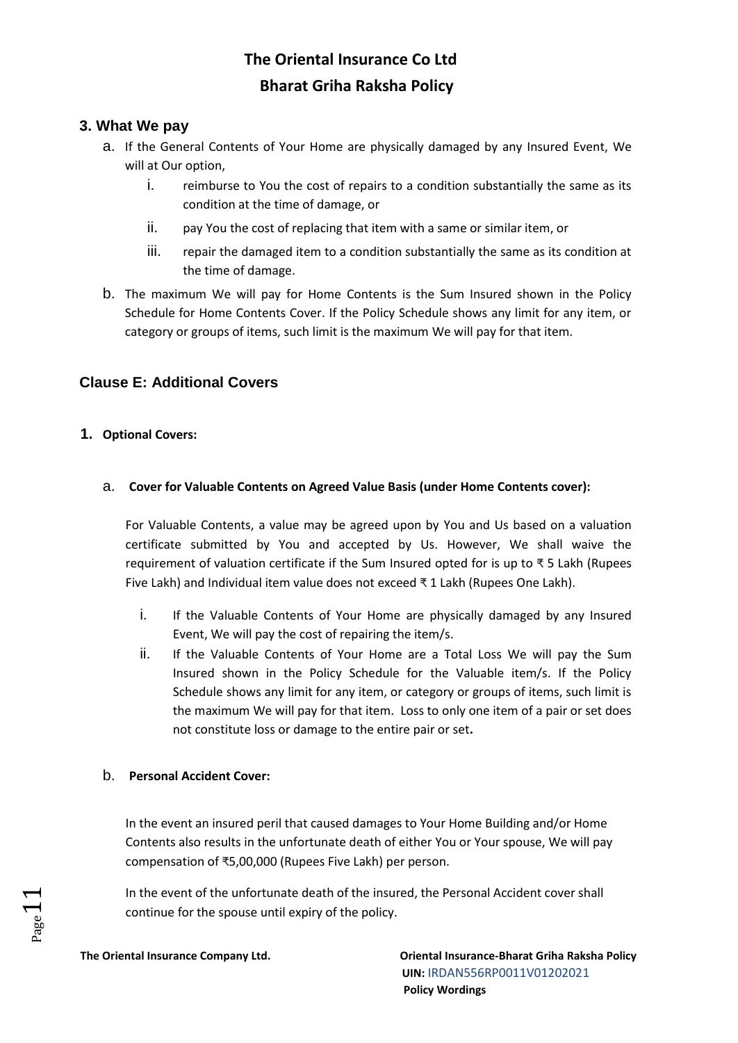### 3. What We pay

a. If the General Contents of Your Home are physically damaged by any Insured Event, We will at Our option,

   i. reimburse to You the cost of repairs to a condition substantially the same as its condition at the time of damage, or

   ii. pay You the cost of replacing that item with a same or similar item, or

   iii. repair the damaged item to a condition substantially the same as its condition at the time of damage.

b. The maximum We will pay for Home Contents is the Sum Insured shown in the Policy Schedule for Home Contents Cover. If the Policy Schedule shows any limit for any item, or category or groups of items, such limit is the maximum We will pay for that item.

## Clause E: Additional Covers

### 1. Optional Covers:

#### a. Cover for Valuable Contents on Agreed Value Basis (under Home Contents cover):

For Valuable Contents, a value may be agreed upon by You and Us based on a valuation certificate submitted by You and accepted by Us. However, We shall waive the requirement of valuation certificate if the Sum Insured opted for is up to ₹ 5 Lakh (Rupees Five Lakh) and Individual item value does not exceed ₹ 1 Lakh (Rupees One Lakh).

i. If the Valuable Contents of Your Home are physically damaged by any Insured Event, We will pay the cost of repairing the item/s.

ii. If the Valuable Contents of Your Home are a Total Loss We will pay the Sum Insured shown in the Policy Schedule for the Valuable item/s. If the Policy Schedule shows any limit for any item, or category or groups of items, such limit is the maximum We will pay for that item. Loss to only one item of a pair or set does not constitute loss or damage to the entire pair or set**.**

#### b. Personal Accident Cover:

In the event an insured peril that caused damages to Your Home Building and/or Home Contents also results in the unfortunate death of either You or Your spouse, We will pay compensation of ₹5,00,000 (Rupees Five Lakh) per person.

In the event of the unfortunate death of the insured, the Personal Accident cover shall continue for the spouse until expiry of the policy.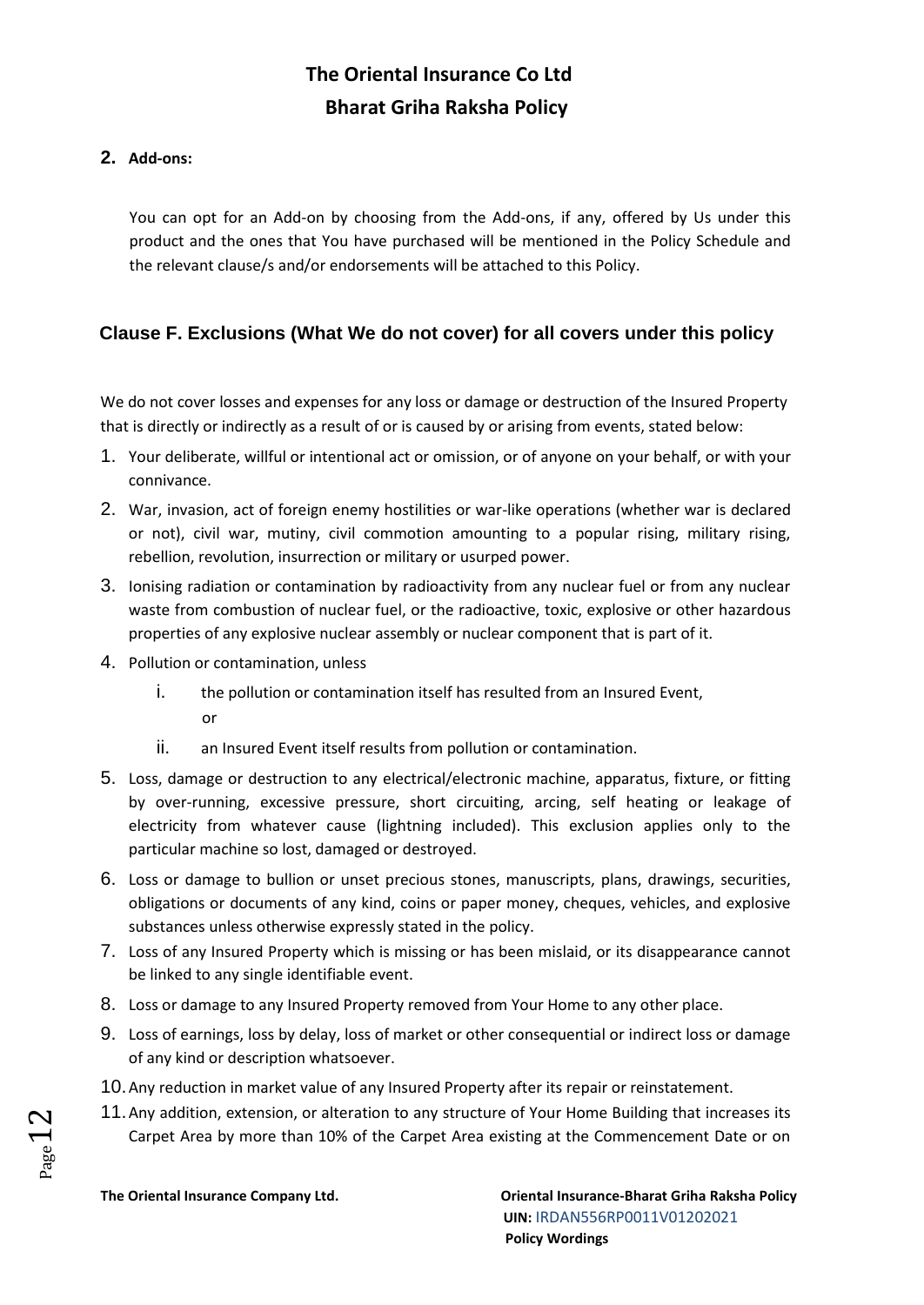**2. Add-ons:**

You can opt for an Add-on by choosing from the Add-ons, if any, offered by Us under this product and the ones that You have purchased will be mentioned in the Policy Schedule and the relevant clause/s and/or endorsements will be attached to this Policy.

## Clause F. Exclusions (What We do not cover) for all covers under this policy

We do not cover losses and expenses for any loss or damage or destruction of the Insured Property that is directly or indirectly as a result of or is caused by or arising from events, stated below:

1. Your deliberate, willful or intentional act or omission, or of anyone on your behalf, or with your connivance.
2. War, invasion, act of foreign enemy hostilities or war-like operations (whether war is declared or not), civil war, mutiny, civil commotion amounting to a popular rising, military rising, rebellion, revolution, insurrection or military or usurped power.
3. Ionising radiation or contamination by radioactivity from any nuclear fuel or from any nuclear waste from combustion of nuclear fuel, or the radioactive, toxic, explosive or other hazardous properties of any explosive nuclear assembly or nuclear component that is part of it.
4. Pollution or contamination, unless
   1. the pollution or contamination itself has resulted from an Insured Event,
   
      or
   2. an Insured Event itself results from pollution or contamination.
5. Loss, damage or destruction to any electrical/electronic machine, apparatus, fixture, or fitting by over-running, excessive pressure, short circuiting, arcing, self heating or leakage of electricity from whatever cause (lightning included). This exclusion applies only to the particular machine so lost, damaged or destroyed.
6. Loss or damage to bullion or unset precious stones, manuscripts, plans, drawings, securities, obligations or documents of any kind, coins or paper money, cheques, vehicles, and explosive substances unless otherwise expressly stated in the policy.
7. Loss of any Insured Property which is missing or has been mislaid, or its disappearance cannot be linked to any single identifiable event.
8. Loss or damage to any Insured Property removed from Your Home to any other place.
9. Loss of earnings, loss by delay, loss of market or other consequential or indirect loss or damage of any kind or description whatsoever.
10. Any reduction in market value of any Insured Property after its repair or reinstatement.
11. Any addition, extension, or alteration to any structure of Your Home Building that increases its Carpet Area by more than 10% of the Carpet Area existing at the Commencement Date or on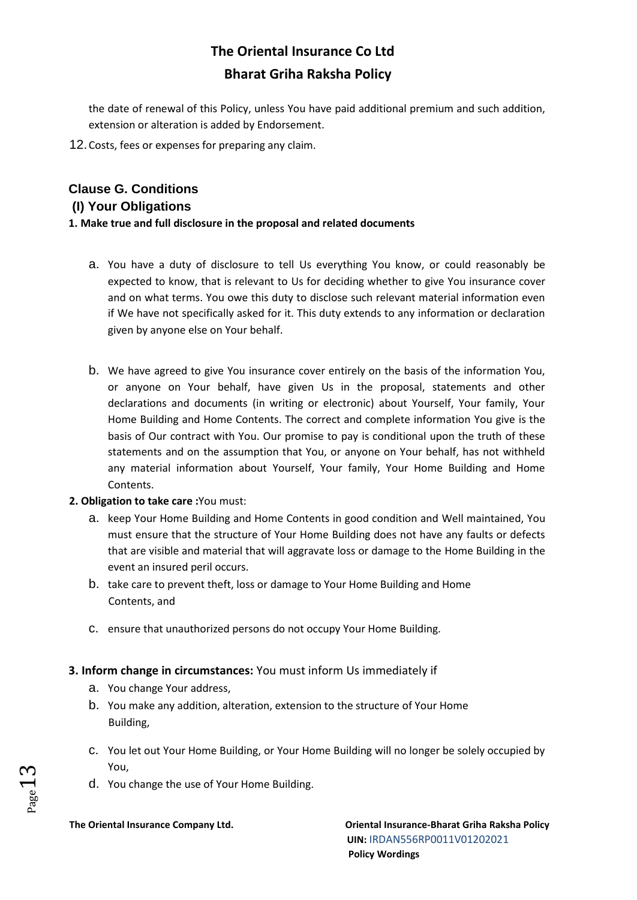the date of renewal of this Policy, unless You have paid additional premium and such addition, extension or alteration is added by Endorsement.

12. Costs, fees or expenses for preparing any claim.

## Clause G. Conditions

### (I) Your Obligations

**1. Make true and full disclosure in the proposal and related documents**

a. You have a duty of disclosure to tell Us everything You know, or could reasonably be expected to know, that is relevant to Us for deciding whether to give You insurance cover and on what terms. You owe this duty to disclose such relevant material information even if We have not specifically asked for it. This duty extends to any information or declaration given by anyone else on Your behalf.

b. We have agreed to give You insurance cover entirely on the basis of the information You, or anyone on Your behalf, have given Us in the proposal, statements and other declarations and documents (in writing or electronic) about Yourself, Your family, Your Home Building and Home Contents. The correct and complete information You give is the basis of Our contract with You. Our promise to pay is conditional upon the truth of these statements and on the assumption that You, or anyone on Your behalf, has not withheld any material information about Yourself, Your family, Your Home Building and Home Contents.

**2. Obligation to take care :** You must:

a. keep Your Home Building and Home Contents in good condition and Well maintained, You must ensure that the structure of Your Home Building does not have any faults or defects that are visible and material that will aggravate loss or damage to the Home Building in the event an insured peril occurs.

b. take care to prevent theft, loss or damage to Your Home Building and Home Contents, and

c. ensure that unauthorized persons do not occupy Your Home Building.

**3. Inform change in circumstances:** You must inform Us immediately if

a. You change Your address,

b. You make any addition, alteration, extension to the structure of Your Home Building,

c. You let out Your Home Building, or Your Home Building will no longer be solely occupied by You,

d. You change the use of Your Home Building.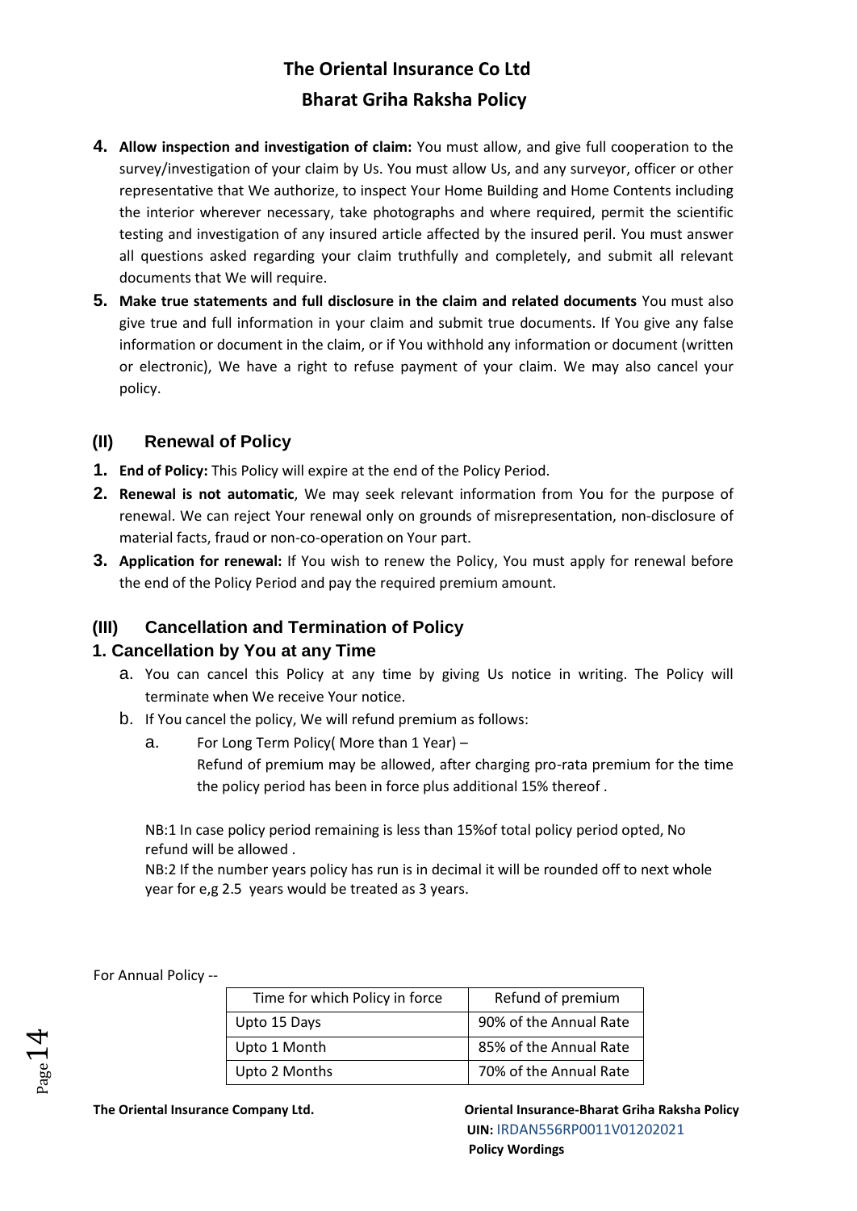4. **Allow inspection and investigation of claim:** You must allow, and give full cooperation to the survey/investigation of your claim by Us. You must allow Us, and any surveyor, officer or other representative that We authorize, to inspect Your Home Building and Home Contents including the interior wherever necessary, take photographs and where required, permit the scientific testing and investigation of any insured article affected by the insured peril. You must answer all questions asked regarding your claim truthfully and completely, and submit all relevant documents that We will require.
5. **Make true statements and full disclosure in the claim and related documents** You must also give true and full information in your claim and submit true documents. If You give any false information or document in the claim, or if You withhold any information or document (written or electronic), We have a right to refuse payment of your claim. We may also cancel your policy.

## (II) Renewal of Policy

1. **End of Policy:** This Policy will expire at the end of the Policy Period.
2. **Renewal is not automatic**, We may seek relevant information from You for the purpose of renewal. We can reject Your renewal only on grounds of misrepresentation, non-disclosure of material facts, fraud or non-co-operation on Your part.
3. **Application for renewal:** If You wish to renew the Policy, You must apply for renewal before the end of the Policy Period and pay the required premium amount.

## (III) Cancellation and Termination of Policy

### 1. Cancellation by You at any Time

a. You can cancel this Policy at any time by giving Us notice in writing. The Policy will terminate when We receive Your notice.

b. If You cancel the policy, We will refund premium as follows:

   a. For Long Term Policy( More than 1 Year) –
   Refund of premium may be allowed, after charging pro-rata premium for the time the policy period has been in force plus additional 15% thereof .

NB:1 In case policy period remaining is less than 15%of total policy period opted, No refund will be allowed .

NB:2 If the number years policy has run is in decimal it will be rounded off to next whole year for e,g 2.5 years would be treated as 3 years.

For Annual Policy --

| Time for which Policy in force | Refund of premium |
|---|---|
| Upto 15 Days | 90% of the Annual Rate |
| Upto 1 Month | 85% of the Annual Rate |
| Upto 2 Months | 70% of the Annual Rate |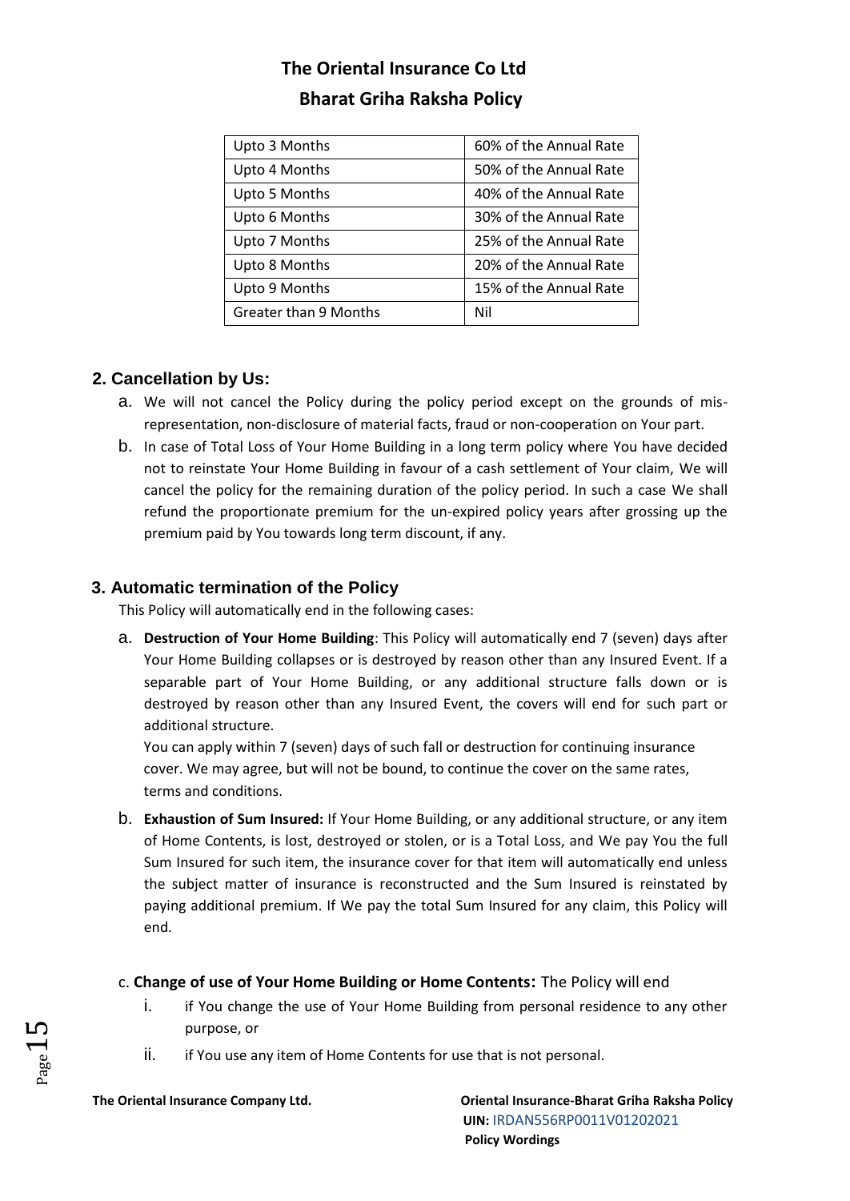| Upto 3 Months | 60% of the Annual Rate |
|---|---|
| Upto 4 Months | 50% of the Annual Rate |
| Upto 5 Months | 40% of the Annual Rate |
| Upto 6 Months | 30% of the Annual Rate |
| Upto 7 Months | 25% of the Annual Rate |
| Upto 8 Months | 20% of the Annual Rate |
| Upto 9 Months | 15% of the Annual Rate |
| Greater than 9 Months | Nil |

## 2. Cancellation by Us:

a. We will not cancel the Policy during the policy period except on the grounds of mis-representation, non-disclosure of material facts, fraud or non-cooperation on Your part.

b. In case of Total Loss of Your Home Building in a long term policy where You have decided not to reinstate Your Home Building in favour of a cash settlement of Your claim, We will cancel the policy for the remaining duration of the policy period. In such a case We shall refund the proportionate premium for the un-expired policy years after grossing up the premium paid by You towards long term discount, if any.

## 3. Automatic termination of the Policy

This Policy will automatically end in the following cases:

a. **Destruction of Your Home Building**: This Policy will automatically end 7 (seven) days after Your Home Building collapses or is destroyed by reason other than any Insured Event. If a separable part of Your Home Building, or any additional structure falls down or is destroyed by reason other than any Insured Event, the covers will end for such part or additional structure.

   You can apply within 7 (seven) days of such fall or destruction for continuing insurance cover. We may agree, but will not be bound, to continue the cover on the same rates, terms and conditions.

b. **Exhaustion of Sum Insured:** If Your Home Building, or any additional structure, or any item of Home Contents, is lost, destroyed or stolen, or is a Total Loss, and We pay You the full Sum Insured for such item, the insurance cover for that item will automatically end unless the subject matter of insurance is reconstructed and the Sum Insured is reinstated by paying additional premium. If We pay the total Sum Insured for any claim, this Policy will end.

c. **Change of use of Your Home Building or Home Contents:** The Policy will end

   i. if You change the use of Your Home Building from personal residence to any other purpose, or

   ii. if You use any item of Home Contents for use that is not personal.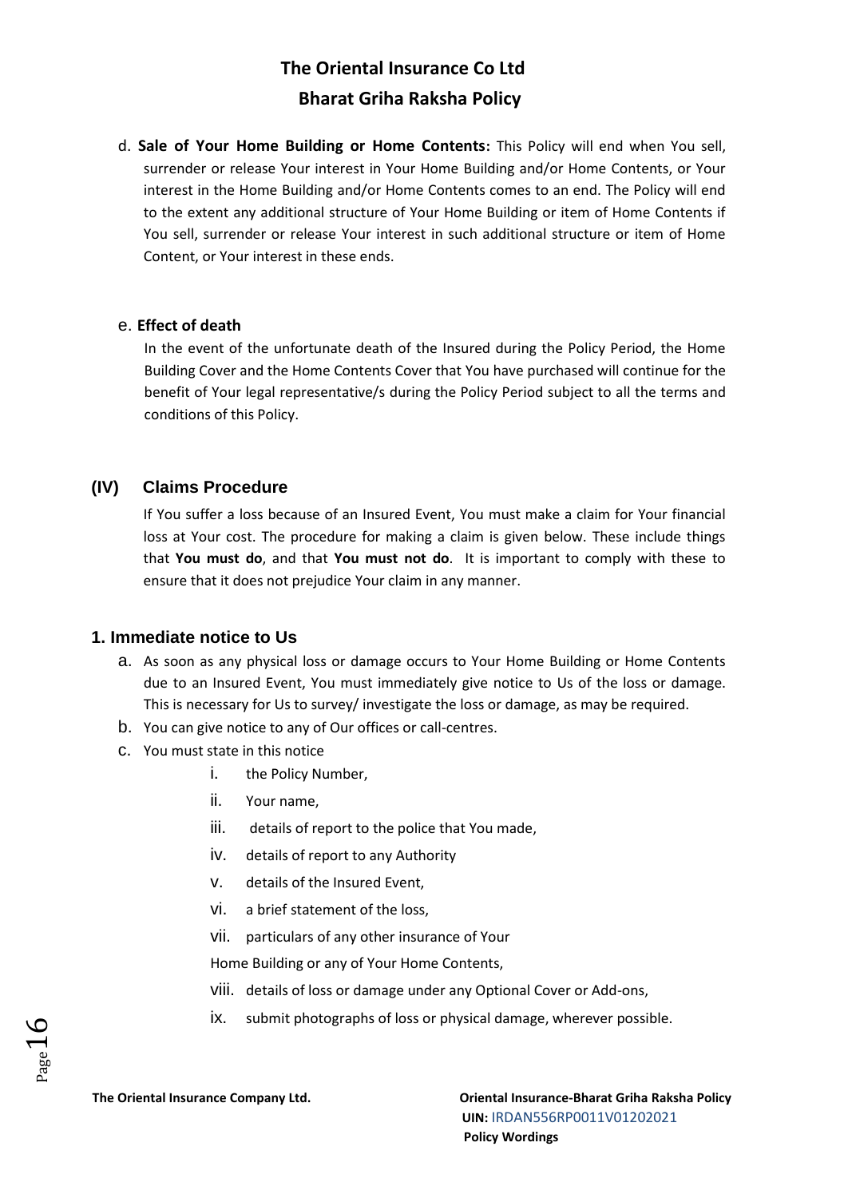d. **Sale of Your Home Building or Home Contents:** This Policy will end when You sell, surrender or release Your interest in Your Home Building and/or Home Contents, or Your interest in the Home Building and/or Home Contents comes to an end. The Policy will end to the extent any additional structure of Your Home Building or item of Home Contents if You sell, surrender or release Your interest in such additional structure or item of Home Content, or Your interest in these ends.

e. **Effect of death**

In the event of the unfortunate death of the Insured during the Policy Period, the Home Building Cover and the Home Contents Cover that You have purchased will continue for the benefit of Your legal representative/s during the Policy Period subject to all the terms and conditions of this Policy.

## (IV) Claims Procedure

If You suffer a loss because of an Insured Event, You must make a claim for Your financial loss at Your cost. The procedure for making a claim is given below. These include things that **You must do**, and that **You must not do**. It is important to comply with these to ensure that it does not prejudice Your claim in any manner.

### 1. Immediate notice to Us

a. As soon as any physical loss or damage occurs to Your Home Building or Home Contents due to an Insured Event, You must immediately give notice to Us of the loss or damage. This is necessary for Us to survey/ investigate the loss or damage, as may be required.

b. You can give notice to any of Our offices or call-centres.

c. You must state in this notice

   i. the Policy Number,

   ii. Your name,

   iii. details of report to the police that You made,

   iv. details of report to any Authority

   v. details of the Insured Event,

   vi. a brief statement of the loss,

   vii. particulars of any other insurance of Your Home Building or any of Your Home Contents,

   viii. details of loss or damage under any Optional Cover or Add-ons,

   ix. submit photographs of loss or physical damage, wherever possible.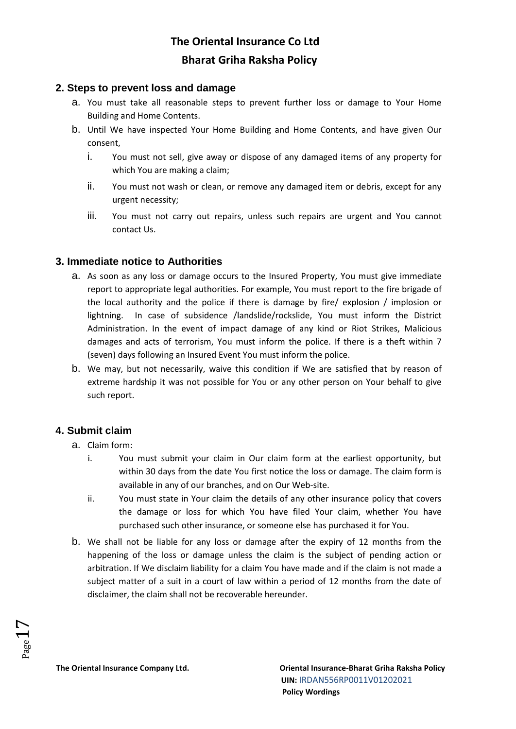## 2. Steps to prevent loss and damage

a. You must take all reasonable steps to prevent further loss or damage to Your Home Building and Home Contents.

b. Until We have inspected Your Home Building and Home Contents, and have given Our consent,

   i. You must not sell, give away or dispose of any damaged items of any property for which You are making a claim;

   ii. You must not wash or clean, or remove any damaged item or debris, except for any urgent necessity;

   iii. You must not carry out repairs, unless such repairs are urgent and You cannot contact Us.

## 3. Immediate notice to Authorities

a. As soon as any loss or damage occurs to the Insured Property, You must give immediate report to appropriate legal authorities. For example, You must report to the fire brigade of the local authority and the police if there is damage by fire/ explosion / implosion or lightning. In case of subsidence /landslide/rockslide, You must inform the District Administration. In the event of impact damage of any kind or Riot Strikes, Malicious damages and acts of terrorism, You must inform the police. If there is a theft within 7 (seven) days following an Insured Event You must inform the police.

b. We may, but not necessarily, waive this condition if We are satisfied that by reason of extreme hardship it was not possible for You or any other person on Your behalf to give such report.

## 4. Submit claim

a. Claim form:

   i. You must submit your claim in Our claim form at the earliest opportunity, but within 30 days from the date You first notice the loss or damage. The claim form is available in any of our branches, and on Our Web-site.

   ii. You must state in Your claim the details of any other insurance policy that covers the damage or loss for which You have filed Your claim, whether You have purchased such other insurance, or someone else has purchased it for You.

b. We shall not be liable for any loss or damage after the expiry of 12 months from the happening of the loss or damage unless the claim is the subject of pending action or arbitration. If We disclaim liability for a claim You have made and if the claim is not made a subject matter of a suit in a court of law within a period of 12 months from the date of disclaimer, the claim shall not be recoverable hereunder.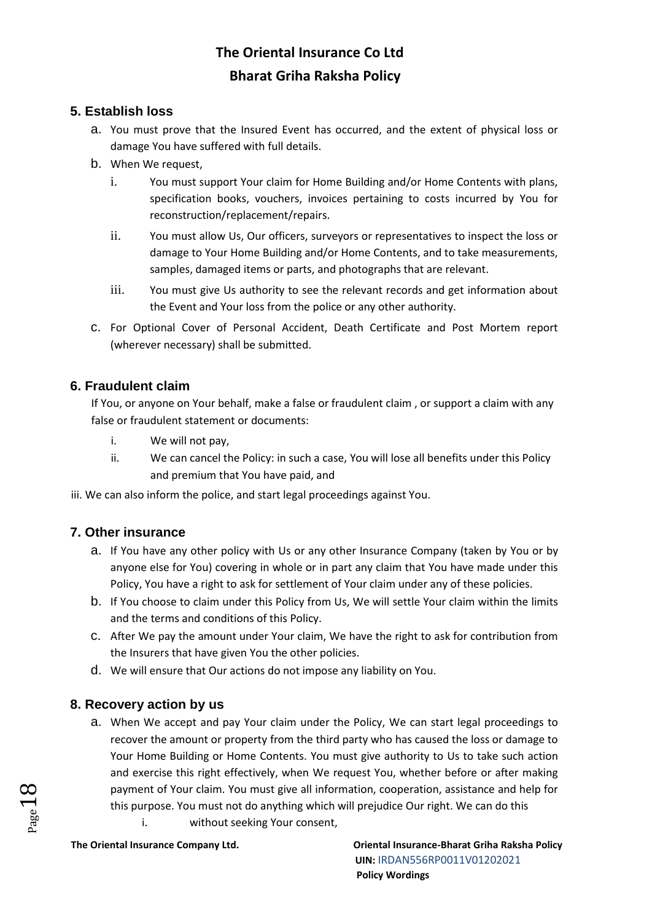## 5. Establish loss

a. You must prove that the Insured Event has occurred, and the extent of physical loss or damage You have suffered with full details.

b. When We request,

   i. You must support Your claim for Home Building and/or Home Contents with plans, specification books, vouchers, invoices pertaining to costs incurred by You for reconstruction/replacement/repairs.

   ii. You must allow Us, Our officers, surveyors or representatives to inspect the loss or damage to Your Home Building and/or Home Contents, and to take measurements, samples, damaged items or parts, and photographs that are relevant.

   iii. You must give Us authority to see the relevant records and get information about the Event and Your loss from the police or any other authority.

c. For Optional Cover of Personal Accident, Death Certificate and Post Mortem report (wherever necessary) shall be submitted.

## 6. Fraudulent claim

If You, or anyone on Your behalf, make a false or fraudulent claim , or support a claim with any false or fraudulent statement or documents:

   i. We will not pay,

   ii. We can cancel the Policy: in such a case, You will lose all benefits under this Policy and premium that You have paid, and

iii. We can also inform the police, and start legal proceedings against You.

## 7. Other insurance

a. If You have any other policy with Us or any other Insurance Company (taken by You or by anyone else for You) covering in whole or in part any claim that You have made under this Policy, You have a right to ask for settlement of Your claim under any of these policies.

b. If You choose to claim under this Policy from Us, We will settle Your claim within the limits and the terms and conditions of this Policy.

c. After We pay the amount under Your claim, We have the right to ask for contribution from the Insurers that have given You the other policies.

d. We will ensure that Our actions do not impose any liability on You.

## 8. Recovery action by us

a. When We accept and pay Your claim under the Policy, We can start legal proceedings to recover the amount or property from the third party who has caused the loss or damage to Your Home Building or Home Contents. You must give authority to Us to take such action and exercise this right effectively, when We request You, whether before or after making payment of Your claim. You must give all information, cooperation, assistance and help for this purpose. You must not do anything which will prejudice Our right. We can do this

   i. without seeking Your consent,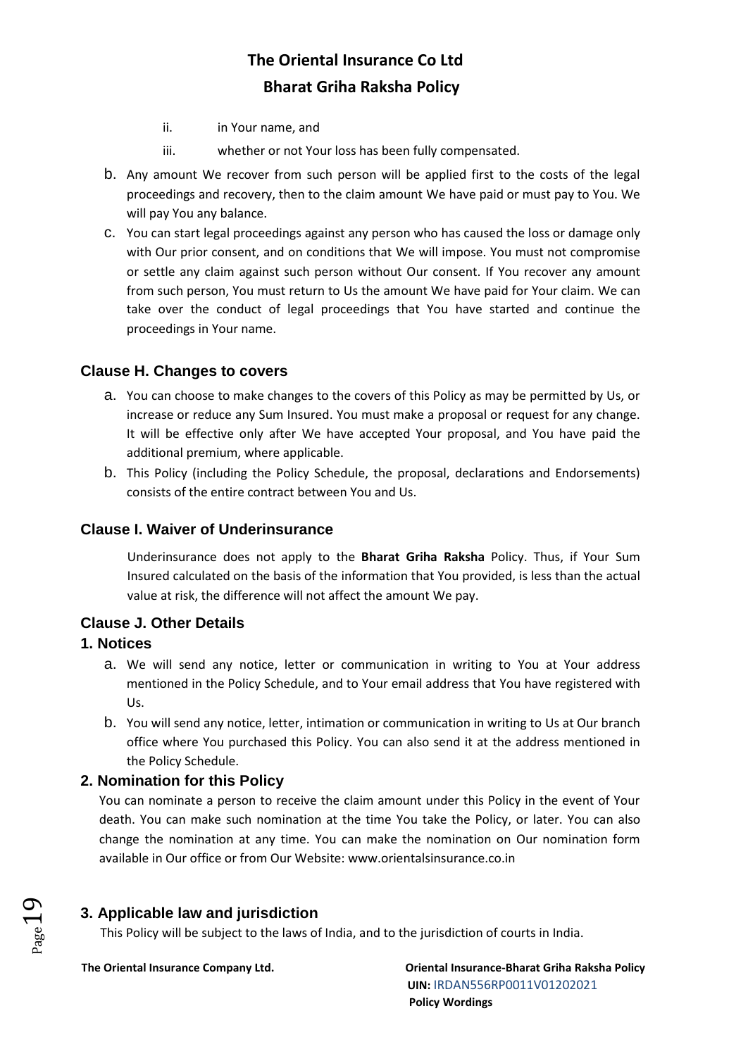ii. in Your name, and

iii. whether or not Your loss has been fully compensated.

b. Any amount We recover from such person will be applied first to the costs of the legal proceedings and recovery, then to the claim amount We have paid or must pay to You. We will pay You any balance.

c. You can start legal proceedings against any person who has caused the loss or damage only with Our prior consent, and on conditions that We will impose. You must not compromise or settle any claim against such person without Our consent. If You recover any amount from such person, You must return to Us the amount We have paid for Your claim. We can take over the conduct of legal proceedings that You have started and continue the proceedings in Your name.

### Clause H. Changes to covers

a. You can choose to make changes to the covers of this Policy as may be permitted by Us, or increase or reduce any Sum Insured. You must make a proposal or request for any change. It will be effective only after We have accepted Your proposal, and You have paid the additional premium, where applicable.

b. This Policy (including the Policy Schedule, the proposal, declarations and Endorsements) consists of the entire contract between You and Us.

### Clause I. Waiver of Underinsurance

Underinsurance does not apply to the **Bharat Griha Raksha** Policy. Thus, if Your Sum Insured calculated on the basis of the information that You provided, is less than the actual value at risk, the difference will not affect the amount We pay.

### Clause J. Other Details

#### 1. Notices

a. We will send any notice, letter or communication in writing to You at Your address mentioned in the Policy Schedule, and to Your email address that You have registered with Us.

b. You will send any notice, letter, intimation or communication in writing to Us at Our branch office where You purchased this Policy. You can also send it at the address mentioned in the Policy Schedule.

#### 2. Nomination for this Policy

You can nominate a person to receive the claim amount under this Policy in the event of Your death. You can make such nomination at the time You take the Policy, or later. You can also change the nomination at any time. You can make the nomination on Our nomination form available in Our office or from Our Website: www.orientalsinsurance.co.in

#### 3. Applicable law and jurisdiction

This Policy will be subject to the laws of India, and to the jurisdiction of courts in India.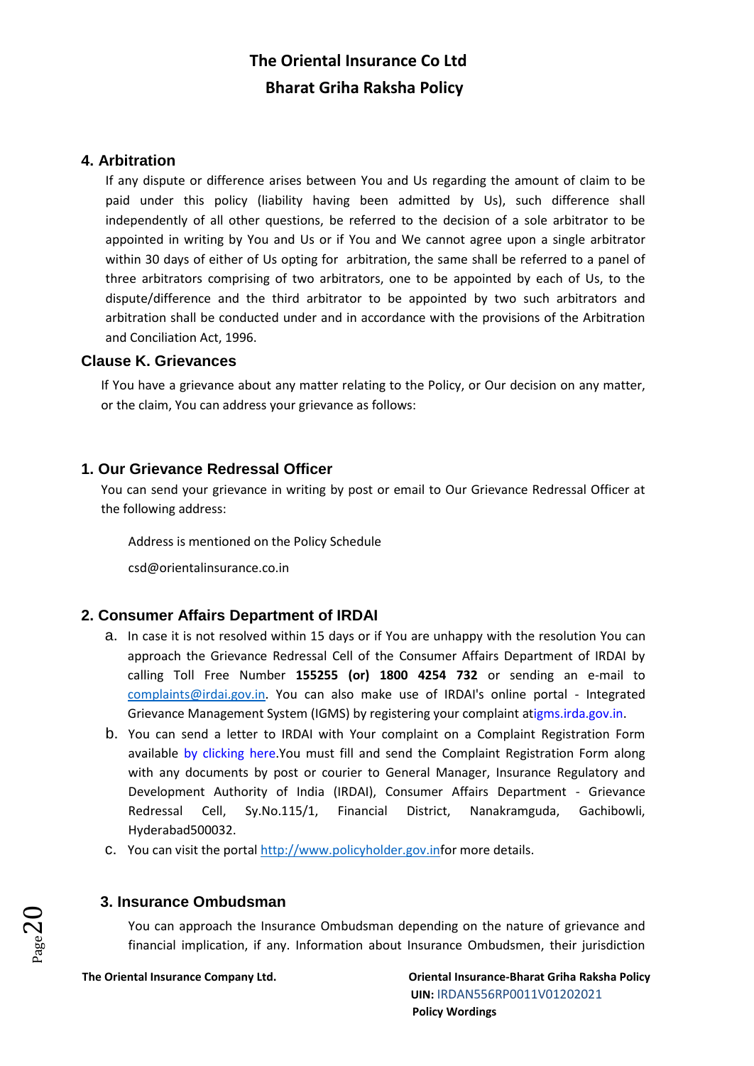## 4. Arbitration

If any dispute or difference arises between You and Us regarding the amount of claim to be paid under this policy (liability having been admitted by Us), such difference shall independently of all other questions, be referred to the decision of a sole arbitrator to be appointed in writing by You and Us or if You and We cannot agree upon a single arbitrator within 30 days of either of Us opting for arbitration, the same shall be referred to a panel of three arbitrators comprising of two arbitrators, one to be appointed by each of Us, to the dispute/difference and the third arbitrator to be appointed by two such arbitrators and arbitration shall be conducted under and in accordance with the provisions of the Arbitration and Conciliation Act, 1996.

## Clause K. Grievances

If You have a grievance about any matter relating to the Policy, or Our decision on any matter, or the claim, You can address your grievance as follows:

## 1. Our Grievance Redressal Officer

You can send your grievance in writing by post or email to Our Grievance Redressal Officer at the following address:

Address is mentioned on the Policy Schedule

csd@orientalinsurance.co.in

## 2. Consumer Affairs Department of IRDAI

a. In case it is not resolved within 15 days or if You are unhappy with the resolution You can approach the Grievance Redressal Cell of the Consumer Affairs Department of IRDAI by calling Toll Free Number **155255 (or) 1800 4254 732** or sending an e-mail to complaints@irdai.gov.in. You can also make use of IRDAI's online portal - Integrated Grievance Management System (IGMS) by registering your complaint atigms.irda.gov.in.

b. You can send a letter to IRDAI with Your complaint on a Complaint Registration Form available by clicking here.You must fill and send the Complaint Registration Form along with any documents by post or courier to General Manager, Insurance Regulatory and Development Authority of India (IRDAI), Consumer Affairs Department - Grievance Redressal Cell, Sy.No.115/1, Financial District, Nanakramguda, Gachibowli, Hyderabad500032.

c. You can visit the portal http://www.policyholder.gov.infor more details.

## 3. Insurance Ombudsman

You can approach the Insurance Ombudsman depending on the nature of grievance and financial implication, if any. Information about Insurance Ombudsmen, their jurisdiction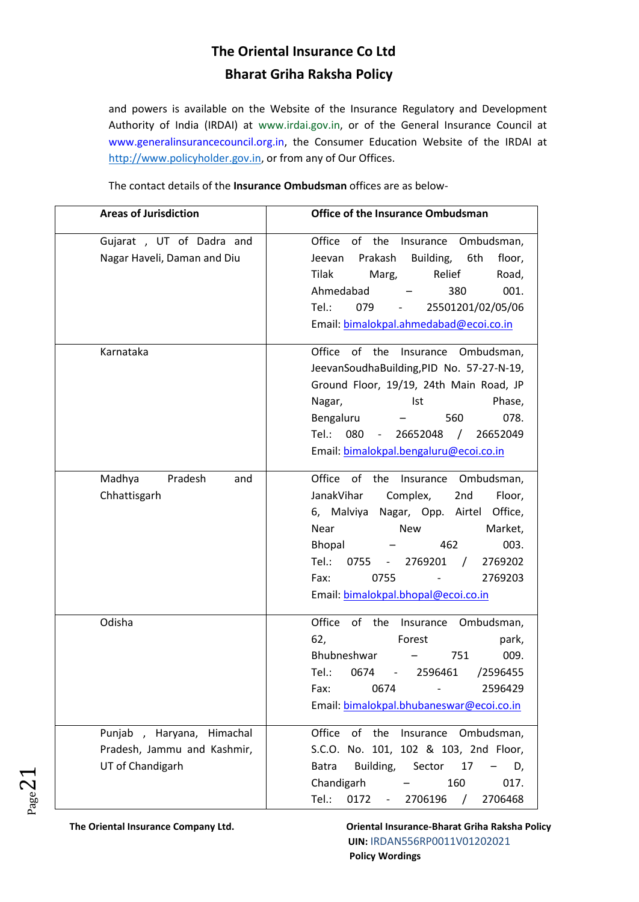and powers is available on the Website of the Insurance Regulatory and Development Authority of India (IRDAI) at www.irdai.gov.in, or of the General Insurance Council at www.generalinsurancecouncil.org.in, the Consumer Education Website of the IRDAI at http://www.policyholder.gov.in, or from any of Our Offices.

The contact details of the **Insurance Ombudsman** offices are as below-

| Areas of Jurisdiction | Office of the Insurance Ombudsman |
|---|---|
| Gujarat , UT of Dadra and Nagar Haveli, Daman and Diu | Office of the Insurance Ombudsman, Jeevan Prakash Building, 6th floor, Tilak Marg, Relief Road, Ahmedabad – 380 001. Tel.: 079 - 25501201/02/05/06 Email: bimalokpal.ahmedabad@ecoi.co.in |
| Karnataka | Office of the Insurance Ombudsman, JeevanSoudhaBuilding,PID No. 57-27-N-19, Ground Floor, 19/19, 24th Main Road, JP Nagar, Ist Phase, Bengaluru – 560 078. Tel.: 080 - 26652048 / 26652049 Email: bimalokpal.bengaluru@ecoi.co.in |
| Madhya Pradesh and Chhattisgarh | Office of the Insurance Ombudsman, JanakVihar Complex, 2nd Floor, 6, Malviya Nagar, Opp. Airtel Office, Near New Market, Bhopal – 462 003. Tel.: 0755 - 2769201 / 2769202 Fax: 0755 - 2769203 Email: bimalokpal.bhopal@ecoi.co.in |
| Odisha | Office of the Insurance Ombudsman, 62, Forest park, Bhubneshwar – 751 009. Tel.: 0674 - 2596461 /2596455 Fax: 0674 - 2596429 Email: bimalokpal.bhubaneswar@ecoi.co.in |
| Punjab , Haryana, Himachal Pradesh, Jammu and Kashmir, UT of Chandigarh | Office of the Insurance Ombudsman, S.C.O. No. 101, 102 & 103, 2nd Floor, Batra Building, Sector 17 – D, Chandigarh – 160 017. Tel.: 0172 - 2706196 / 2706468 |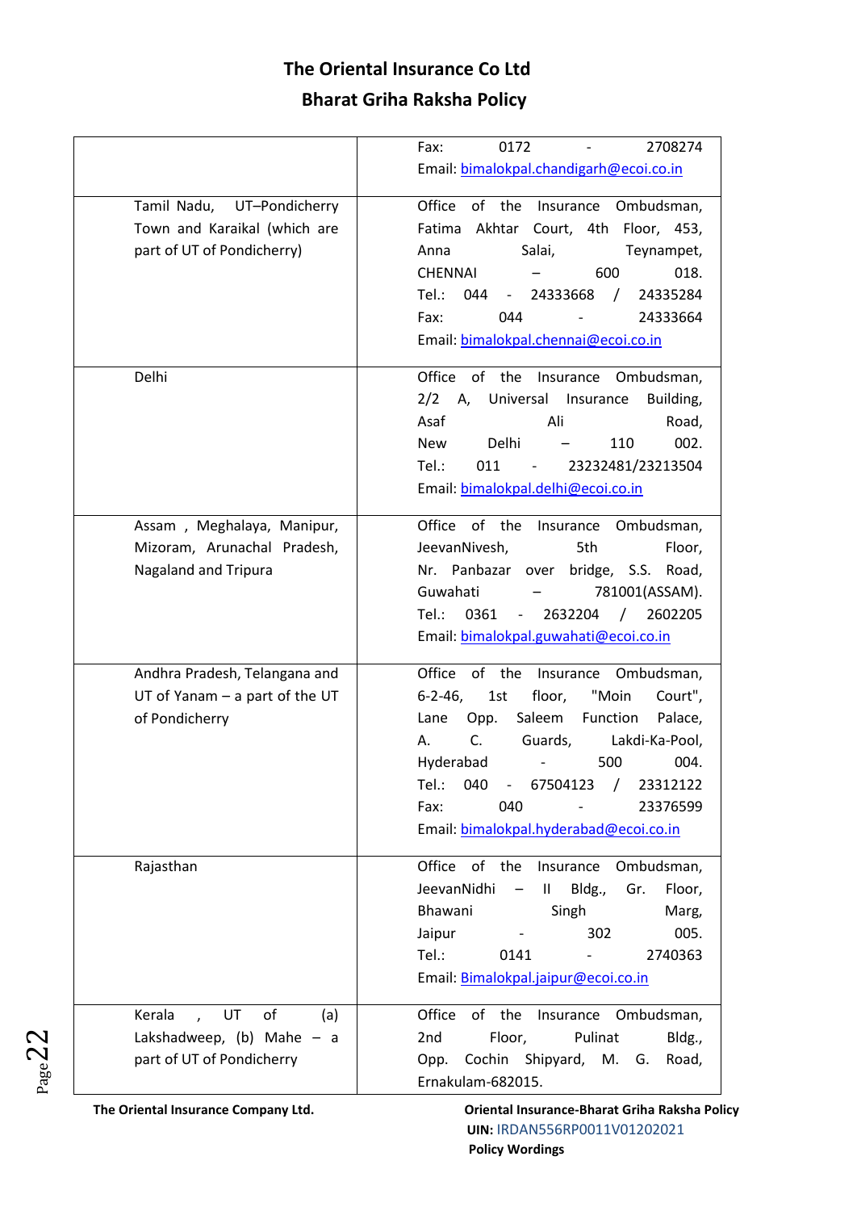| | |
|---|---|
| | Fax: 0172 - 2708274<br>Email: bimalokpal.chandigarh@ecoi.co.in |
| Tamil Nadu, UT–Pondicherry Town and Karaikal (which are part of UT of Pondicherry) | Office of the Insurance Ombudsman, Fatima Akhtar Court, 4th Floor, 453, Anna Salai, Teynampet, CHENNAI – 600 018.<br>Tel.: 044 - 24333668 / 24335284<br>Fax: 044 - 24333664<br>Email: bimalokpal.chennai@ecoi.co.in |
| Delhi | Office of the Insurance Ombudsman, 2/2 A, Universal Insurance Building, Asaf Ali Road, New Delhi – 110 002.<br>Tel.: 011 - 23232481/23213504<br>Email: bimalokpal.delhi@ecoi.co.in |
| Assam , Meghalaya, Manipur, Mizoram, Arunachal Pradesh, Nagaland and Tripura | Office of the Insurance Ombudsman, JeevanNivesh, 5th Floor, Nr. Panbazar over bridge, S.S. Road, Guwahati – 781001(ASSAM).<br>Tel.: 0361 - 2632204 / 2602205<br>Email: bimalokpal.guwahati@ecoi.co.in |
| Andhra Pradesh, Telangana and UT of Yanam – a part of the UT of Pondicherry | Office of the Insurance Ombudsman, 6-2-46, 1st floor, "Moin Court", Lane Opp. Saleem Function Palace, A. C. Guards, Lakdi-Ka-Pool, Hyderabad - 500 004.<br>Tel.: 040 - 67504123 / 23312122<br>Fax: 040 - 23376599<br>Email: bimalokpal.hyderabad@ecoi.co.in |
| Rajasthan | Office of the Insurance Ombudsman, JeevanNidhi – II Bldg., Gr. Floor, Bhawani Singh Marg, Jaipur - 302 005.<br>Tel.: 0141 - 2740363<br>Email: Bimalokpal.jaipur@ecoi.co.in |
| Kerala , UT of (a) Lakshadweep, (b) Mahe – a part of UT of Pondicherry | Office of the Insurance Ombudsman, 2nd Floor, Pulinat Bldg., Opp. Cochin Shipyard, M. G. Road, Ernakulam-682015. |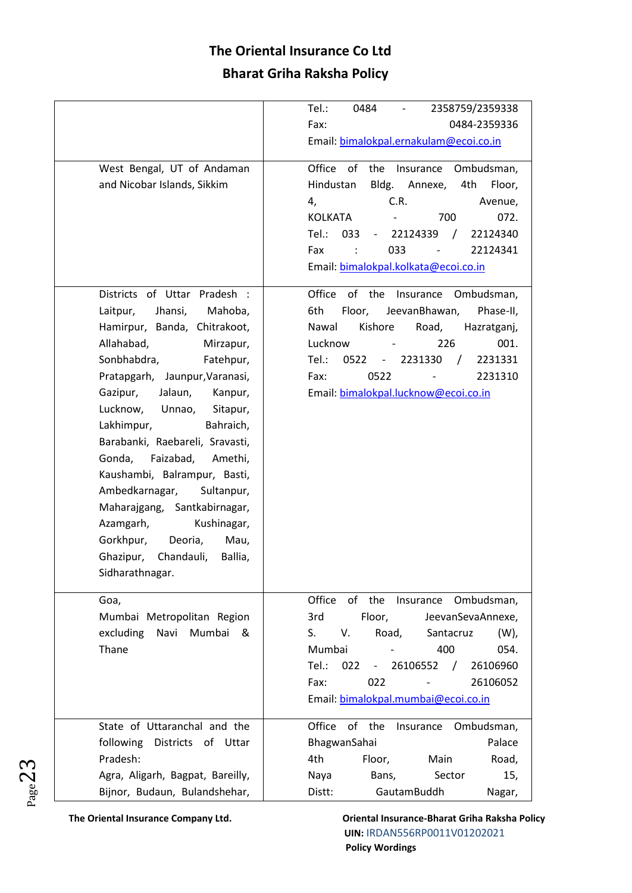# The Oriental Insurance Co Ltd

## Bharat Griha Raksha Policy

| | |
|---|---|
| | Tel.: 0484 - 2358759/2359338<br>Fax: 0484-2359336<br>Email: bimalokpal.ernakulam@ecoi.co.in |
| West Bengal, UT of Andaman and Nicobar Islands, Sikkim | Office of the Insurance Ombudsman,<br>Hindustan Bldg. Annexe, 4th Floor,<br>4, C.R. Avenue,<br>KOLKATA - 700 072.<br>Tel.: 033 - 22124339 / 22124340<br>Fax : 033 - 22124341<br>Email: bimalokpal.kolkata@ecoi.co.in |
| Districts of Uttar Pradesh : Laitpur, Jhansi, Mahoba, Hamirpur, Banda, Chitrakoot, Allahabad, Mirzapur, Sonbhabdra, Fatehpur, Pratapgarh, Jaunpur,Varanasi, Gazipur, Jalaun, Kanpur, Lucknow, Unnao, Sitapur, Lakhimpur, Bahraich, Barabanki, Raebareli, Sravasti, Gonda, Faizabad, Amethi, Kaushambi, Balrampur, Basti, Ambedkarnagar, Sultanpur, Maharajgang, Santkabirnagar, Azamgarh, Kushinagar, Gorkhpur, Deoria, Mau, Ghazipur, Chandauli, Ballia, Sidharathnagar. | Office of the Insurance Ombudsman,<br>6th Floor, JeevanBhawan, Phase-II,<br>Nawal Kishore Road, Hazratganj,<br>Lucknow - 226 001.<br>Tel.: 0522 - 2231330 / 2231331<br>Fax: 0522 - 2231310<br>Email: bimalokpal.lucknow@ecoi.co.in |
| Goa,<br>Mumbai Metropolitan Region excluding Navi Mumbai & Thane | Office of the Insurance Ombudsman,<br>3rd Floor, JeevanSevaAnnexe,<br>S. V. Road, Santacruz (W),<br>Mumbai - 400 054.<br>Tel.: 022 - 26106552 / 26106960<br>Fax: 022 - 26106052<br>Email: bimalokpal.mumbai@ecoi.co.in |
| State of Uttaranchal and the following Districts of Uttar Pradesh:<br>Agra, Aligarh, Bagpat, Bareilly, Bijnor, Budaun, Bulandshehar, | Office of the Insurance Ombudsman,<br>BhagwanSahai Palace<br>4th Floor, Main Road,<br>Naya Bans, Sector 15,<br>Distt: GautamBuddh Nagar, |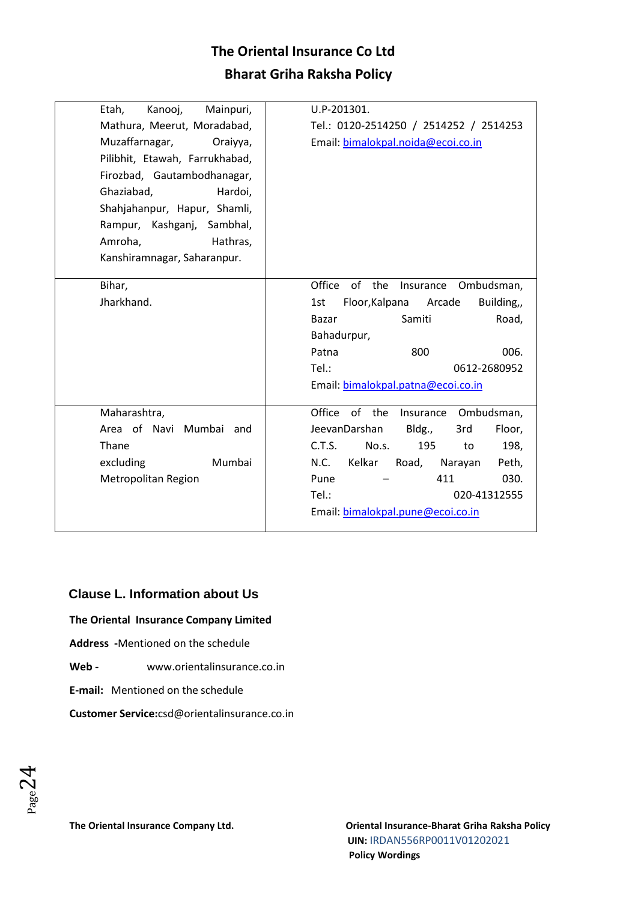| | |
|---|---|
| Etah, Kanooj, Mainpuri, Mathura, Meerut, Moradabad, Muzaffarnagar, Oraiyya, Pilibhit, Etawah, Farrukhabad, Firozbad, Gautambodhanagar, Ghaziabad, Hardoi, Shahjahanpur, Hapur, Shamli, Rampur, Kashganj, Sambhal, Amroha, Hathras, Kanshiramnagar, Saharanpur. | U.P-201301.<br>Tel.: 0120-2514250 / 2514252 / 2514253<br>Email: bimalokpal.noida@ecoi.co.in |
| Bihar,<br>Jharkhand. | Office of the Insurance Ombudsman, 1st Floor,Kalpana Arcade Building,, Bazar Samiti Road, Bahadurpur,<br>Patna 800 006.<br>Tel.: 0612-2680952<br>Email: bimalokpal.patna@ecoi.co.in |
| Maharashtra,<br>Area of Navi Mumbai and Thane<br>excluding Mumbai Metropolitan Region | Office of the Insurance Ombudsman, JeevanDarshan Bldg., 3rd Floor, C.T.S. No.s. 195 to 198, N.C. Kelkar Road, Narayan Peth, Pune – 411 030.<br>Tel.: 020-41312555<br>Email: bimalokpal.pune@ecoi.co.in |

## Clause L. Information about Us

**The Oriental Insurance Company Limited**

**Address** -Mentioned on the schedule

**Web -** www.orientalinsurance.co.in

**E-mail:** Mentioned on the schedule

**Customer Service:**csd@orientalinsurance.co.in